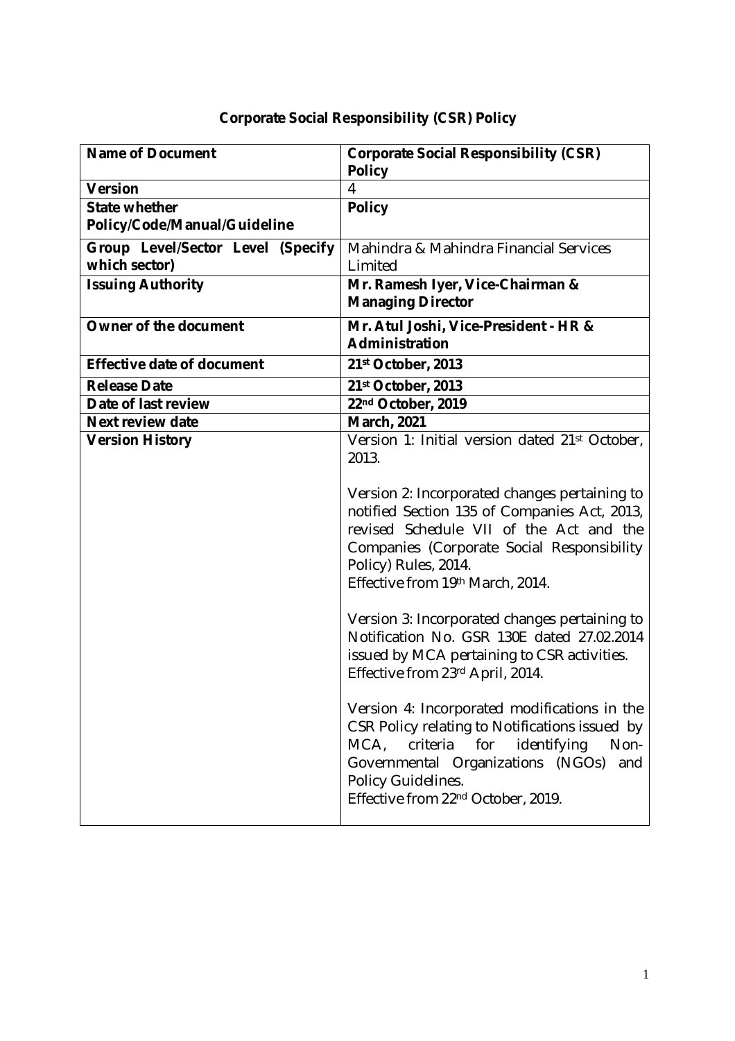# Corporate Social Responsibility (CSR) Policy

| Name of Document | Corporate Social Responsibility (CSR) Policy |
|---|---|
| Version | 4 |
| State whether Policy/Code/Manual/Guideline | Policy |
| Group Level/Sector Level (Specify which sector) | Mahindra & Mahindra Financial Services Limited |
| Issuing Authority | Mr. Ramesh Iyer, Vice-Chairman & Managing Director |
| Owner of the document | Mr. Atul Joshi, Vice-President - HR & Administration |
| Effective date of document | 21st October, 2013 |
| Release Date | 21st October, 2013 |
| Date of last review | 22nd October, 2019 |
| Next review date | March, 2021 |
| Version History | Version 1: Initial version dated 21st October, 2013.<br><br>Version 2: Incorporated changes pertaining to notified Section 135 of Companies Act, 2013, revised Schedule VII of the Act and the Companies (Corporate Social Responsibility Policy) Rules, 2014.<br>Effective from 19th March, 2014.<br><br>Version 3: Incorporated changes pertaining to Notification No. GSR 130E dated 27.02.2014 issued by MCA pertaining to CSR activities.<br>Effective from 23rd April, 2014.<br><br>Version 4: Incorporated modifications in the CSR Policy relating to Notifications issued by MCA, criteria for identifying Non-Governmental Organizations (NGOs) and Policy Guidelines.<br>Effective from 22nd October, 2019. |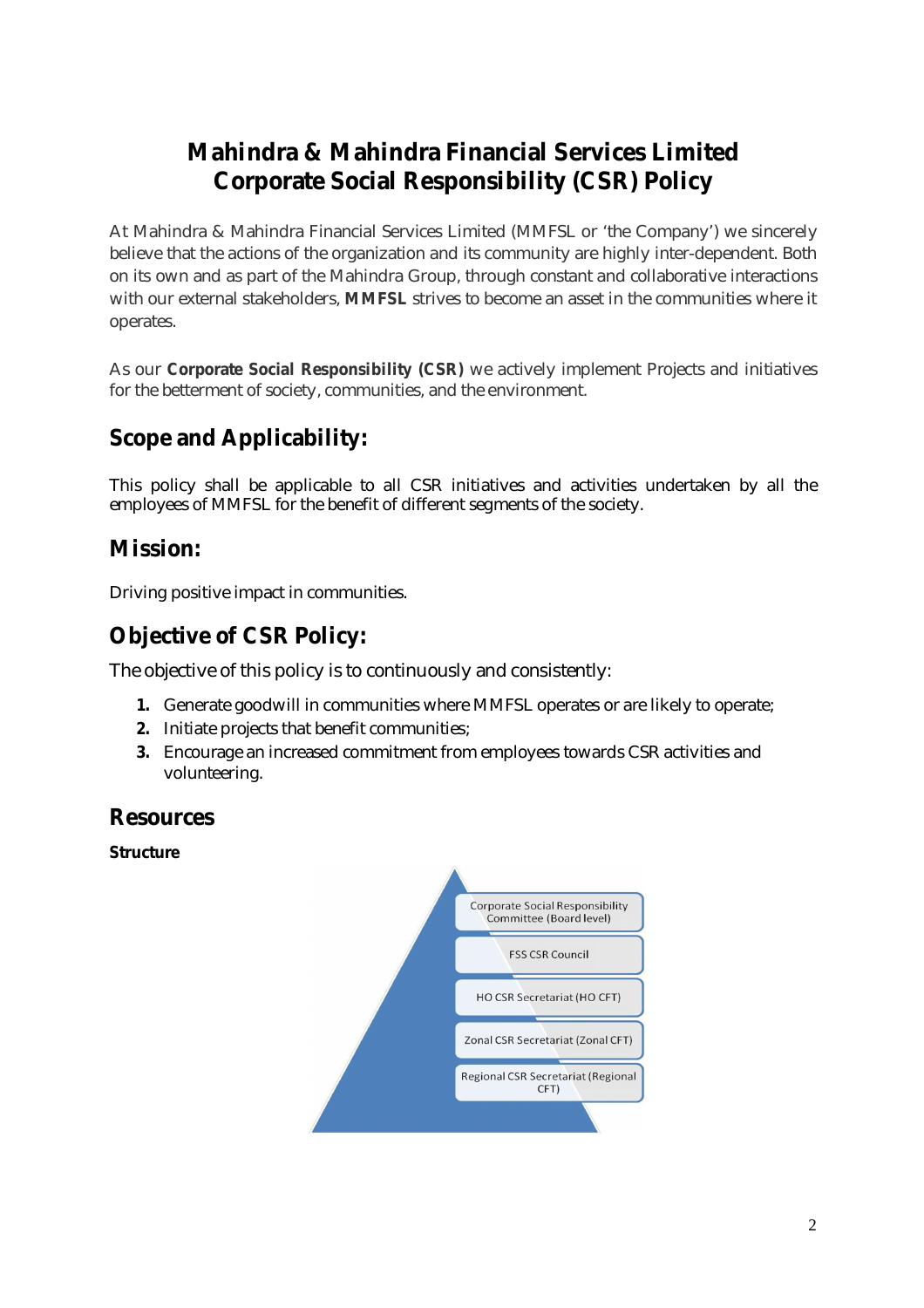# Mahindra & Mahindra Financial Services Limited
# Corporate Social Responsibility (CSR) Policy

At Mahindra & Mahindra Financial Services Limited (MMFSL or 'the Company') we sincerely believe that the actions of the organization and its community are highly inter-dependent. Both on its own and as part of the Mahindra Group, through constant and collaborative interactions with our external stakeholders, **MMFSL** strives to become an asset in the communities where it operates.

As our **Corporate Social Responsibility (CSR)** we actively implement Projects and initiatives for the betterment of society, communities, and the environment.

## Scope and Applicability:

This policy shall be applicable to all CSR initiatives and activities undertaken by all the employees of MMFSL for the benefit of different segments of the society.

## Mission:

Driving positive impact in communities.

## Objective of CSR Policy:

The objective of this policy is to continuously and consistently:

1. Generate goodwill in communities where MMFSL operates or are likely to operate;
2. Initiate projects that benefit communities;
3. Encourage an increased commitment from employees towards CSR activities and volunteering.

## Resources

**Structure**

- Corporate Social Responsibility Committee (Board level)
- FSS CSR Council
- HO CSR Secretariat (HO CFT)
- Zonal CSR Secretariat (Zonal CFT)
- Regional CSR Secretariat (Regional CFT)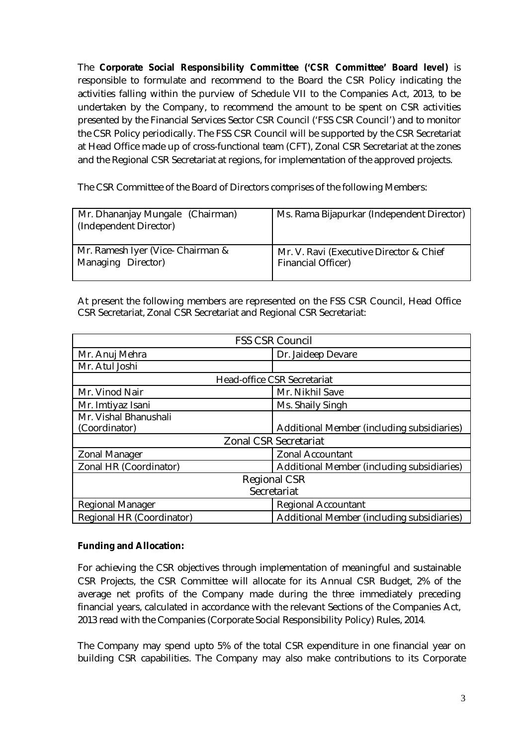The **Corporate Social Responsibility Committee ('CSR Committee' Board level)** is responsible to formulate and recommend to the Board the CSR Policy indicating the activities falling within the purview of Schedule VII to the Companies Act, 2013, to be undertaken by the Company, to recommend the amount to be spent on CSR activities presented by the Financial Services Sector CSR Council ('FSS CSR Council') and to monitor the CSR Policy periodically. The FSS CSR Council will be supported by the CSR Secretariat at Head Office made up of cross-functional team (CFT), Zonal CSR Secretariat at the zones and the Regional CSR Secretariat at regions, for implementation of the approved projects.

The CSR Committee of the Board of Directors comprises of the following Members:

| | |
|---|---|
| Mr. Dhananjay Mungale (Chairman) (Independent Director) | Ms. Rama Bijapurkar (Independent Director) |
| Mr. Ramesh Iyer (Vice- Chairman & Managing Director) | Mr. V. Ravi (Executive Director & Chief Financial Officer) |

At present the following members are represented on the FSS CSR Council, Head Office CSR Secretariat, Zonal CSR Secretariat and Regional CSR Secretariat:

| FSS CSR Council | |
|---|---|
| Mr. Anuj Mehra | Dr. Jaideep Devare |
| Mr. Atul Joshi | |
| **Head-office CSR Secretariat** | |
| Mr. Vinod Nair | Mr. Nikhil Save |
| Mr. Imtiyaz Isani | Ms. Shaily Singh |
| Mr. Vishal Bhanushali (Coordinator) | Additional Member (including subsidiaries) |
| **Zonal CSR Secretariat** | |
| Zonal Manager | Zonal Accountant |
| Zonal HR (Coordinator) | Additional Member (including subsidiaries) |
| **Regional CSR Secretariat** | |
| Regional Manager | Regional Accountant |
| Regional HR (Coordinator) | Additional Member (including subsidiaries) |

**Funding and Allocation:**

For achieving the CSR objectives through implementation of meaningful and sustainable CSR Projects, the CSR Committee will allocate for its Annual CSR Budget, 2% of the average net profits of the Company made during the three immediately preceding financial years, calculated in accordance with the relevant Sections of the Companies Act, 2013 read with the Companies (Corporate Social Responsibility Policy) Rules, 2014.

The Company may spend upto 5% of the total CSR expenditure in one financial year on building CSR capabilities. The Company may also make contributions to its Corporate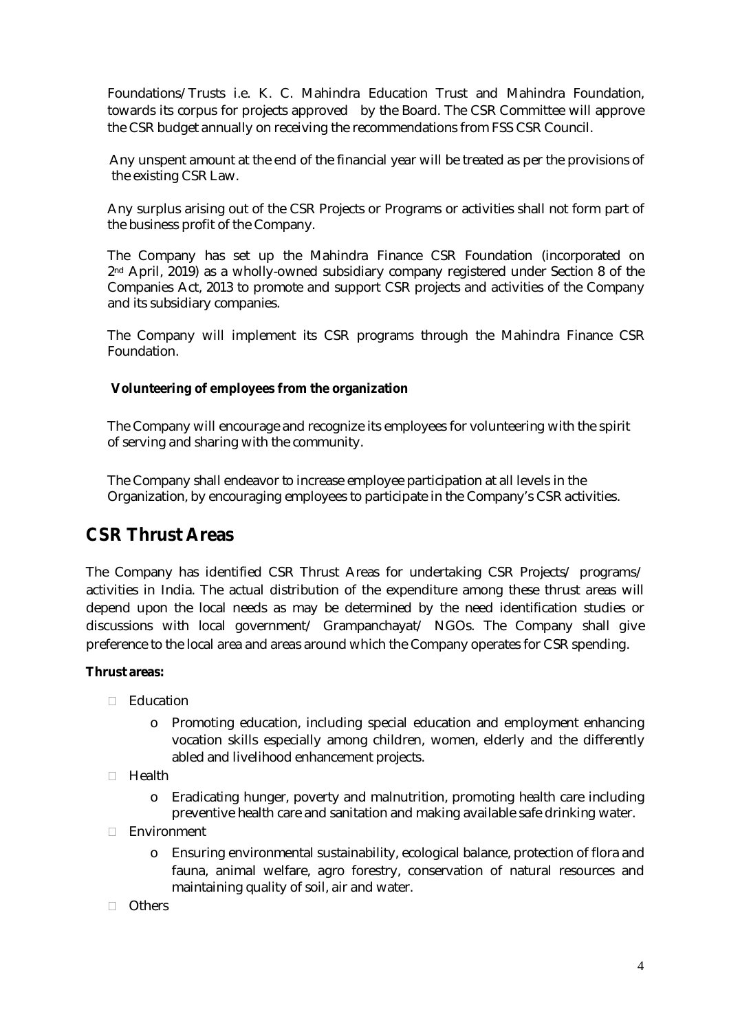Foundations/Trusts i.e. K. C. Mahindra Education Trust and Mahindra Foundation, towards its corpus for projects approved by the Board. The CSR Committee will approve the CSR budget annually on receiving the recommendations from FSS CSR Council.

Any unspent amount at the end of the financial year will be treated as per the provisions of the existing CSR Law.

Any surplus arising out of the CSR Projects or Programs or activities shall not form part of the business profit of the Company.

The Company has set up the Mahindra Finance CSR Foundation (incorporated on 2nd April, 2019) as a wholly-owned subsidiary company registered under Section 8 of the Companies Act, 2013 to promote and support CSR projects and activities of the Company and its subsidiary companies.

The Company will implement its CSR programs through the Mahindra Finance CSR Foundation.

**Volunteering of employees from the organization**

The Company will encourage and recognize its employees for volunteering with the spirit of serving and sharing with the community.

The Company shall endeavor to increase employee participation at all levels in the Organization, by encouraging employees to participate in the Company's CSR activities.

## CSR Thrust Areas

The Company has identified CSR Thrust Areas for undertaking CSR Projects/ programs/ activities in India. The actual distribution of the expenditure among these thrust areas will depend upon the local needs as may be determined by the need identification studies or discussions with local government/ Grampanchayat/ NGOs. The Company shall give preference to the local area and areas around which the Company operates for CSR spending.

**Thrust areas:**

- Education
  - Promoting education, including special education and employment enhancing vocation skills especially among children, women, elderly and the differently abled and livelihood enhancement projects.
- Health
  - Eradicating hunger, poverty and malnutrition, promoting health care including preventive health care and sanitation and making available safe drinking water.
- Environment
  - Ensuring environmental sustainability, ecological balance, protection of flora and fauna, animal welfare, agro forestry, conservation of natural resources and maintaining quality of soil, air and water.
- Others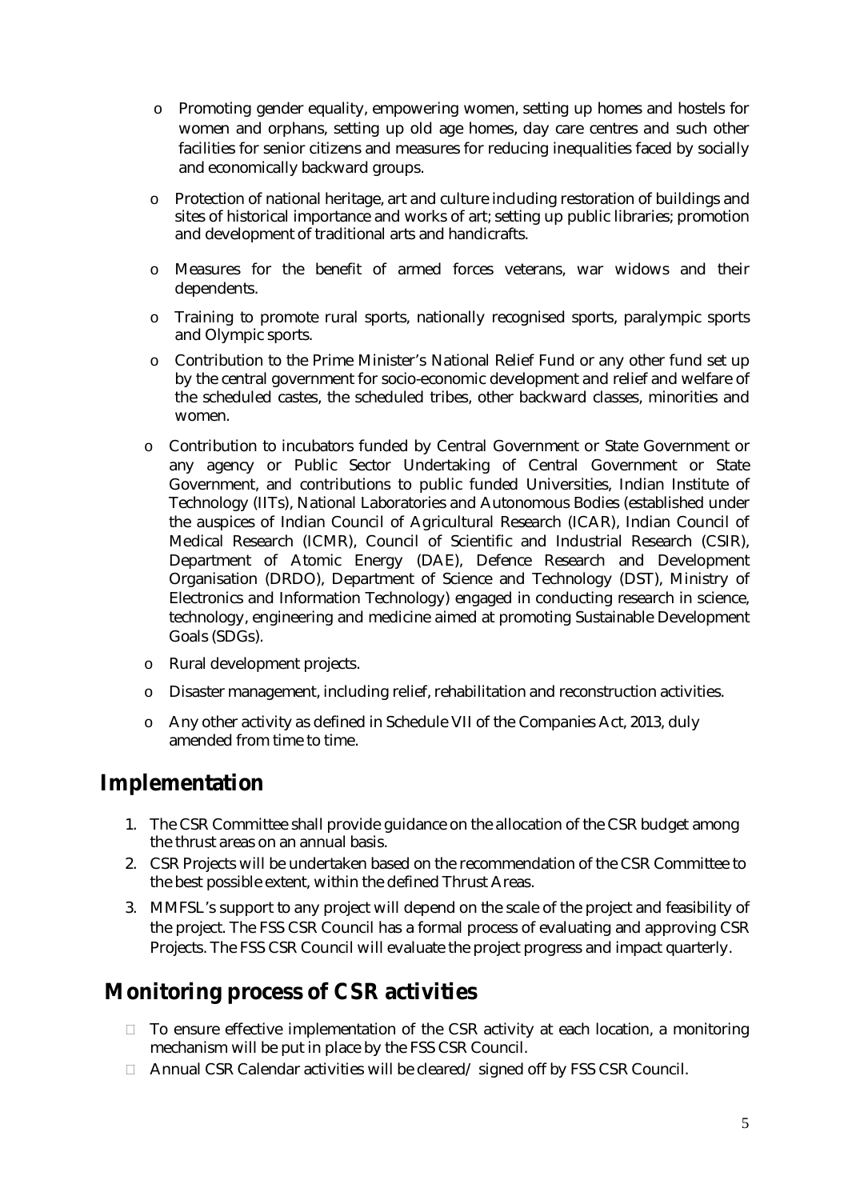- Promoting gender equality, empowering women, setting up homes and hostels for women and orphans, setting up old age homes, day care centres and such other facilities for senior citizens and measures for reducing inequalities faced by socially and economically backward groups.
- Protection of national heritage, art and culture including restoration of buildings and sites of historical importance and works of art; setting up public libraries; promotion and development of traditional arts and handicrafts.
- Measures for the benefit of armed forces veterans, war widows and their dependents.
- Training to promote rural sports, nationally recognised sports, paralympic sports and Olympic sports.
- Contribution to the Prime Minister's National Relief Fund or any other fund set up by the central government for socio-economic development and relief and welfare of the scheduled castes, the scheduled tribes, other backward classes, minorities and women.
- Contribution to incubators funded by Central Government or State Government or any agency or Public Sector Undertaking of Central Government or State Government, and contributions to public funded Universities, Indian Institute of Technology (IITs), National Laboratories and Autonomous Bodies (established under the auspices of Indian Council of Agricultural Research (ICAR), Indian Council of Medical Research (ICMR), Council of Scientific and Industrial Research (CSIR), Department of Atomic Energy (DAE), Defence Research and Development Organisation (DRDO), Department of Science and Technology (DST), Ministry of Electronics and Information Technology) engaged in conducting research in science, technology, engineering and medicine aimed at promoting Sustainable Development Goals (SDGs).
- Rural development projects.
- Disaster management, including relief, rehabilitation and reconstruction activities.
- Any other activity as defined in Schedule VII of the Companies Act, 2013, duly amended from time to time.

## Implementation

1. The CSR Committee shall provide guidance on the allocation of the CSR budget among the thrust areas on an annual basis.
2. CSR Projects will be undertaken based on the recommendation of the CSR Committee to the best possible extent, within the defined Thrust Areas.
3. MMFSL's support to any project will depend on the scale of the project and feasibility of the project. The FSS CSR Council has a formal process of evaluating and approving CSR Projects. The FSS CSR Council will evaluate the project progress and impact quarterly.

## Monitoring process of CSR activities

- To ensure effective implementation of the CSR activity at each location, a monitoring mechanism will be put in place by the FSS CSR Council.
- Annual CSR Calendar activities will be cleared/ signed off by FSS CSR Council.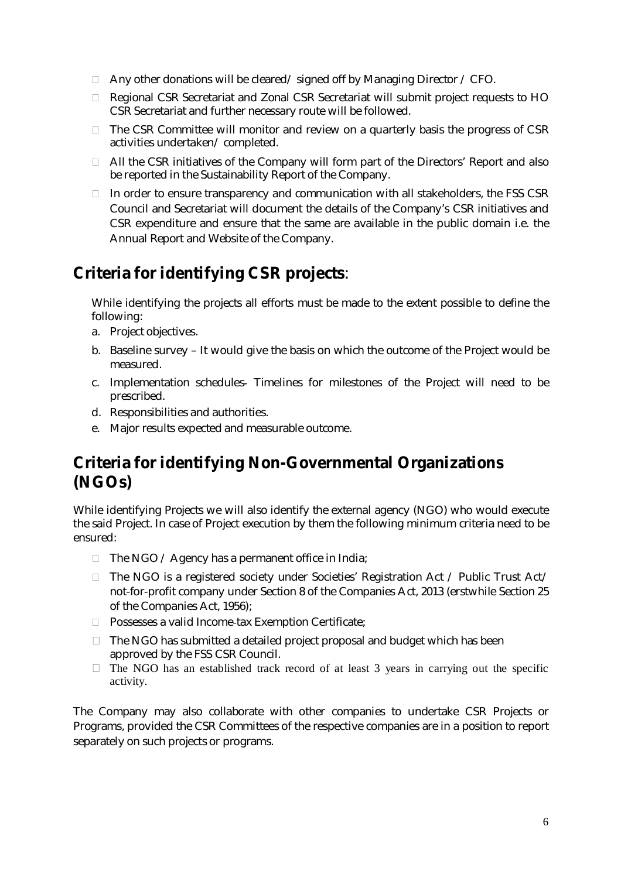- Any other donations will be cleared/ signed off by Managing Director / CFO.
- Regional CSR Secretariat and Zonal CSR Secretariat will submit project requests to HO CSR Secretariat and further necessary route will be followed.
- The CSR Committee will monitor and review on a quarterly basis the progress of CSR activities undertaken/ completed.
- All the CSR initiatives of the Company will form part of the Directors' Report and also be reported in the Sustainability Report of the Company.
- In order to ensure transparency and communication with all stakeholders, the FSS CSR Council and Secretariat will document the details of the Company's CSR initiatives and CSR expenditure and ensure that the same are available in the public domain i.e. the Annual Report and Website of the Company.

## Criteria for identifying CSR projects:

While identifying the projects all efforts must be made to the extent possible to define the following:

a. Project objectives.
b. Baseline survey – It would give the basis on which the outcome of the Project would be measured.
c. Implementation schedules- Timelines for milestones of the Project will need to be prescribed.
d. Responsibilities and authorities.
e. Major results expected and measurable outcome.

## Criteria for identifying Non-Governmental Organizations (NGOs)

While identifying Projects we will also identify the external agency (NGO) who would execute the said Project. In case of Project execution by them the following minimum criteria need to be ensured:

- The NGO / Agency has a permanent office in India;
- The NGO is a registered society under Societies' Registration Act / Public Trust Act/ not-for-profit company under Section 8 of the Companies Act, 2013 (erstwhile Section 25 of the Companies Act, 1956);
- Possesses a valid Income-tax Exemption Certificate;
- The NGO has submitted a detailed project proposal and budget which has been approved by the FSS CSR Council.
- The NGO has an established track record of at least 3 years in carrying out the specific activity.

The Company may also collaborate with other companies to undertake CSR Projects or Programs, provided the CSR Committees of the respective companies are in a position to report separately on such projects or programs.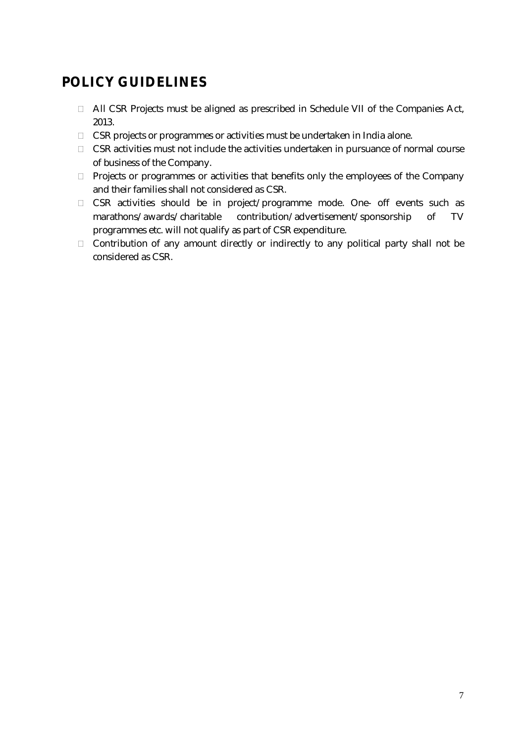## POLICY GUIDELINES

- All CSR Projects must be aligned as prescribed in Schedule VII of the Companies Act, 2013.
- CSR projects or programmes or activities must be undertaken in India alone.
- CSR activities must not include the activities undertaken in pursuance of normal course of business of the Company.
- Projects or programmes or activities that benefits only the employees of the Company and their families shall not considered as CSR.
- CSR activities should be in project/programme mode. One- off events such as marathons/awards/charitable contribution/advertisement/sponsorship of TV programmes etc. will not qualify as part of CSR expenditure.
- Contribution of any amount directly or indirectly to any political party shall not be considered as CSR.